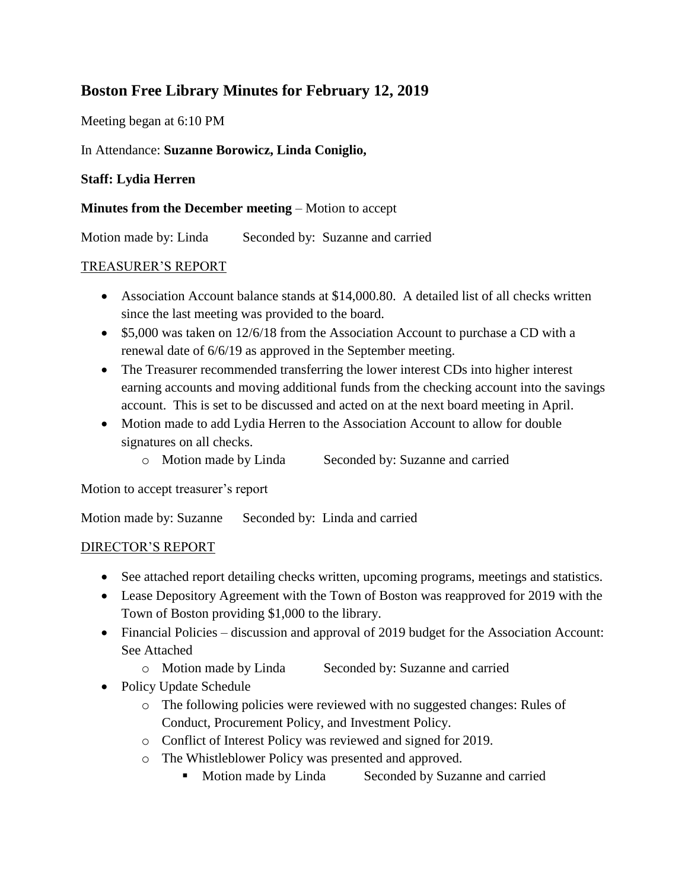## Boston Free Library Minutes for February 12, 2019

Meeting began at 6:10 PM

In Attendance: **Suzanne Borowicz, Linda Coniglio,**

**Staff: Lydia Herren**

**Minutes from the December meeting** – Motion to accept

Motion made by: Linda Seconded by: Suzanne and carried

<u>TREASURER'S REPORT</u>

- Association Account balance stands at $14,000.80. A detailed list of all checks written since the last meeting was provided to the board.
- $5,000 was taken on 12/6/18 from the Association Account to purchase a CD with a renewal date of 6/6/19 as approved in the September meeting.
- The Treasurer recommended transferring the lower interest CDs into higher interest earning accounts and moving additional funds from the checking account into the savings account. This is set to be discussed and acted on at the next board meeting in April.
- Motion made to add Lydia Herren to the Association Account to allow for double signatures on all checks.
  - Motion made by Linda Seconded by: Suzanne and carried

Motion to accept treasurer's report

Motion made by: Suzanne Seconded by: Linda and carried

<u>DIRECTOR'S REPORT</u>

- See attached report detailing checks written, upcoming programs, meetings and statistics.
- Lease Depository Agreement with the Town of Boston was reapproved for 2019 with the Town of Boston providing $1,000 to the library.
- Financial Policies – discussion and approval of 2019 budget for the Association Account: See Attached
  - Motion made by Linda Seconded by: Suzanne and carried
- Policy Update Schedule
  - The following policies were reviewed with no suggested changes: Rules of Conduct, Procurement Policy, and Investment Policy.
  - Conflict of Interest Policy was reviewed and signed for 2019.
  - The Whistleblower Policy was presented and approved.
    - Motion made by Linda Seconded by Suzanne and carried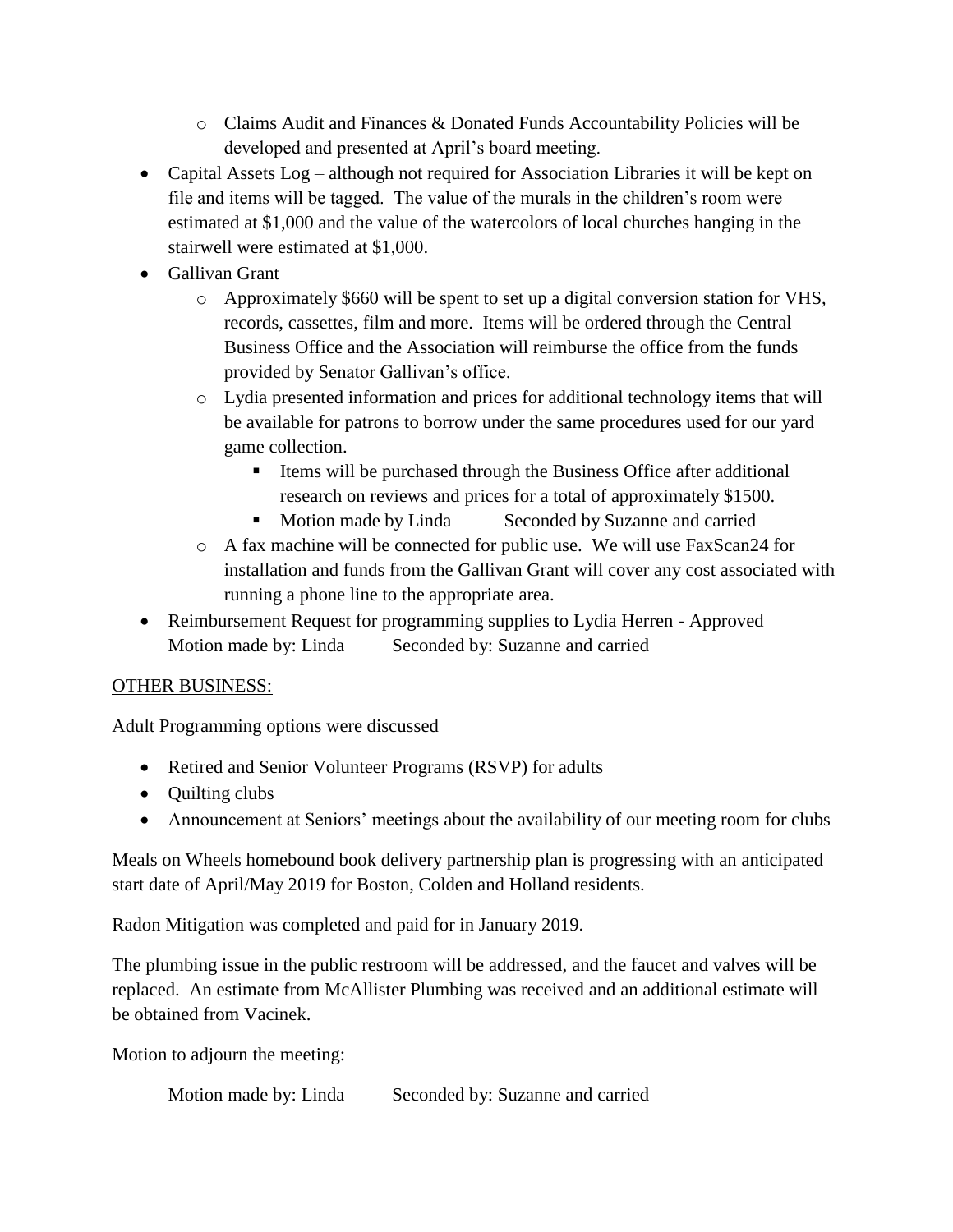- Claims Audit and Finances & Donated Funds Accountability Policies will be developed and presented at April's board meeting.
- Capital Assets Log – although not required for Association Libraries it will be kept on file and items will be tagged. The value of the murals in the children's room were estimated at $1,000 and the value of the watercolors of local churches hanging in the stairwell were estimated at $1,000.
- Gallivan Grant
    - Approximately $660 will be spent to set up a digital conversion station for VHS, records, cassettes, film and more. Items will be ordered through the Central Business Office and the Association will reimburse the office from the funds provided by Senator Gallivan's office.
    - Lydia presented information and prices for additional technology items that will be available for patrons to borrow under the same procedures used for our yard game collection.
        - Items will be purchased through the Business Office after additional research on reviews and prices for a total of approximately $1500.
        - Motion made by Linda Seconded by Suzanne and carried
    - A fax machine will be connected for public use. We will use FaxScan24 for installation and funds from the Gallivan Grant will cover any cost associated with running a phone line to the appropriate area.
- Reimbursement Request for programming supplies to Lydia Herren - Approved
  Motion made by: Linda Seconded by: Suzanne and carried

<u>OTHER BUSINESS:</u>

Adult Programming options were discussed

- Retired and Senior Volunteer Programs (RSVP) for adults
- Quilting clubs
- Announcement at Seniors' meetings about the availability of our meeting room for clubs

Meals on Wheels homebound book delivery partnership plan is progressing with an anticipated start date of April/May 2019 for Boston, Colden and Holland residents.

Radon Mitigation was completed and paid for in January 2019.

The plumbing issue in the public restroom will be addressed, and the faucet and valves will be replaced. An estimate from McAllister Plumbing was received and an additional estimate will be obtained from Vacinek.

Motion to adjourn the meeting:

Motion made by: Linda Seconded by: Suzanne and carried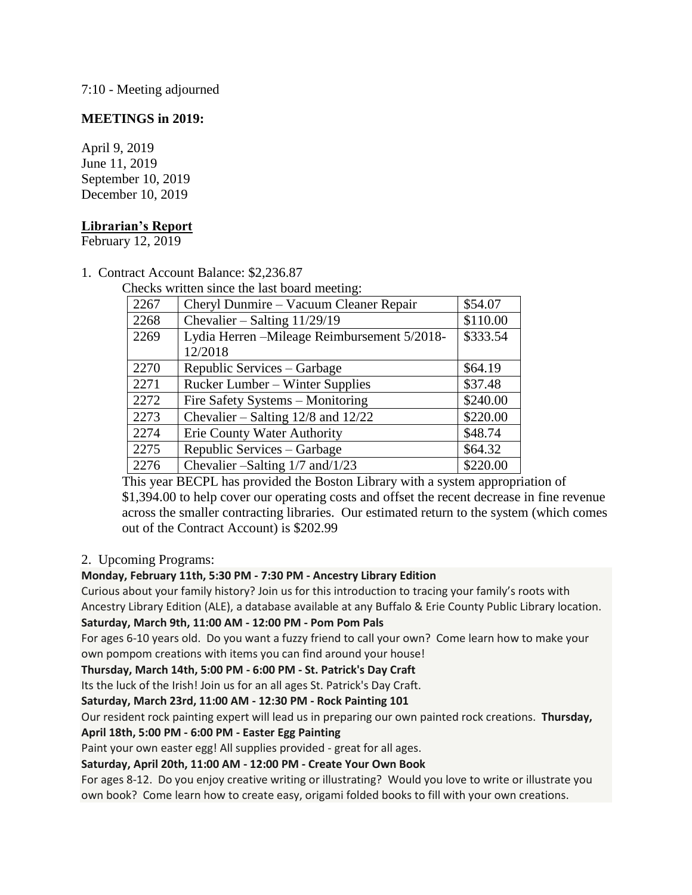7:10 - Meeting adjourned

**MEETINGS in 2019:**

April 9, 2019
June 11, 2019
September 10, 2019
December 10, 2019

**Librarian's Report**

February 12, 2019

1. Contract Account Balance: $2,236.87

   Checks written since the last board meeting:

| | | |
|---|---|---|
| 2267 | Cheryl Dunmire – Vacuum Cleaner Repair | $54.07 |
| 2268 | Chevalier – Salting 11/29/19 | $110.00 |
| 2269 | Lydia Herren –Mileage Reimbursement 5/2018-12/2018 | $333.54 |
| 2270 | Republic Services – Garbage | $64.19 |
| 2271 | Rucker Lumber – Winter Supplies | $37.48 |
| 2272 | Fire Safety Systems – Monitoring | $240.00 |
| 2273 | Chevalier – Salting 12/8 and 12/22 | $220.00 |
| 2274 | Erie County Water Authority | $48.74 |
| 2275 | Republic Services – Garbage | $64.32 |
| 2276 | Chevalier –Salting 1/7 and/1/23 | $220.00 |

   This year BECPL has provided the Boston Library with a system appropriation of $1,394.00 to help cover our operating costs and offset the recent decrease in fine revenue across the smaller contracting libraries. Our estimated return to the system (which comes out of the Contract Account) is $202.99

2. Upcoming Programs:

**Monday, February 11th, 5:30 PM - 7:30 PM - Ancestry Library Edition**

Curious about your family history? Join us for this introduction to tracing your family's roots with Ancestry Library Edition (ALE), a database available at any Buffalo & Erie County Public Library location.

**Saturday, March 9th, 11:00 AM - 12:00 PM - Pom Pom Pals**

For ages 6-10 years old. Do you want a fuzzy friend to call your own? Come learn how to make your own pompom creations with items you can find around your house!

**Thursday, March 14th, 5:00 PM - 6:00 PM - St. Patrick's Day Craft**

Its the luck of the Irish! Join us for an all ages St. Patrick's Day Craft.

**Saturday, March 23rd, 11:00 AM - 12:30 PM - Rock Painting 101**

Our resident rock painting expert will lead us in preparing our own painted rock creations.

**Thursday, April 18th, 5:00 PM - 6:00 PM - Easter Egg Painting**

Paint your own easter egg! All supplies provided - great for all ages.

**Saturday, April 20th, 11:00 AM - 12:00 PM - Create Your Own Book**

For ages 8-12. Do you enjoy creative writing or illustrating? Would you love to write or illustrate you own book? Come learn how to create easy, origami folded books to fill with your own creations.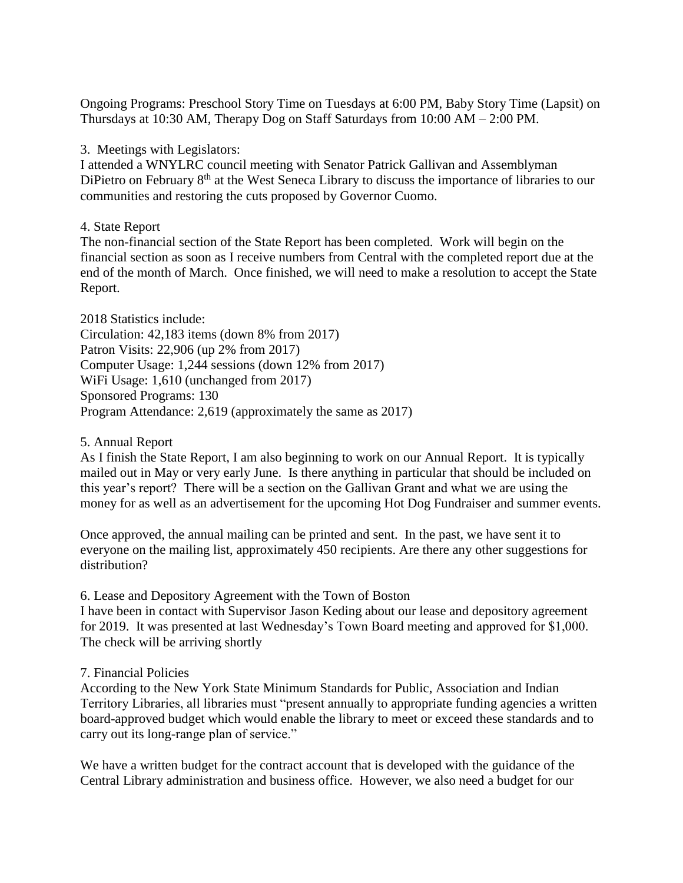Ongoing Programs: Preschool Story Time on Tuesdays at 6:00 PM, Baby Story Time (Lapsit) on Thursdays at 10:30 AM, Therapy Dog on Staff Saturdays from 10:00 AM – 2:00 PM.

3. Meetings with Legislators:
I attended a WNYLRC council meeting with Senator Patrick Gallivan and Assemblyman DiPietro on February 8th at the West Seneca Library to discuss the importance of libraries to our communities and restoring the cuts proposed by Governor Cuomo.

4. State Report
The non-financial section of the State Report has been completed. Work will begin on the financial section as soon as I receive numbers from Central with the completed report due at the end of the month of March. Once finished, we will need to make a resolution to accept the State Report.

2018 Statistics include:
Circulation: 42,183 items (down 8% from 2017)
Patron Visits: 22,906 (up 2% from 2017)
Computer Usage: 1,244 sessions (down 12% from 2017)
WiFi Usage: 1,610 (unchanged from 2017)
Sponsored Programs: 130
Program Attendance: 2,619 (approximately the same as 2017)

5. Annual Report
As I finish the State Report, I am also beginning to work on our Annual Report. It is typically mailed out in May or very early June. Is there anything in particular that should be included on this year's report? There will be a section on the Gallivan Grant and what we are using the money for as well as an advertisement for the upcoming Hot Dog Fundraiser and summer events.

Once approved, the annual mailing can be printed and sent. In the past, we have sent it to everyone on the mailing list, approximately 450 recipients. Are there any other suggestions for distribution?

6. Lease and Depository Agreement with the Town of Boston
I have been in contact with Supervisor Jason Keding about our lease and depository agreement for 2019. It was presented at last Wednesday's Town Board meeting and approved for $1,000. The check will be arriving shortly

7. Financial Policies
According to the New York State Minimum Standards for Public, Association and Indian Territory Libraries, all libraries must "present annually to appropriate funding agencies a written board-approved budget which would enable the library to meet or exceed these standards and to carry out its long-range plan of service."

We have a written budget for the contract account that is developed with the guidance of the Central Library administration and business office. However, we also need a budget for our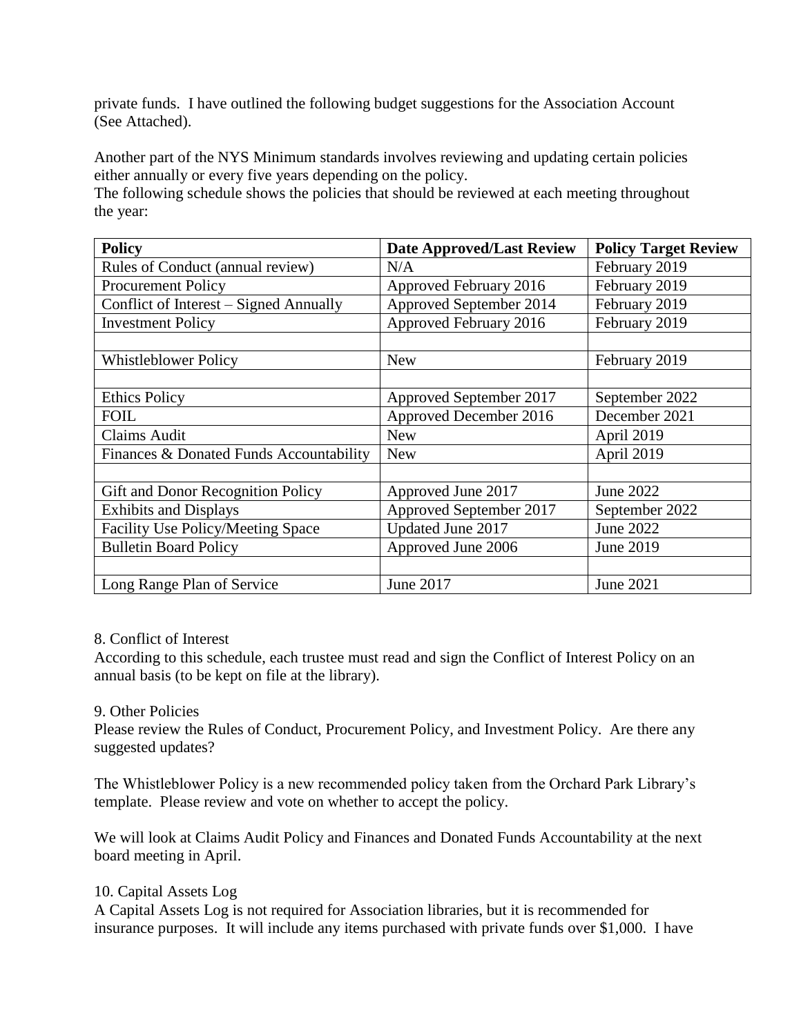private funds. I have outlined the following budget suggestions for the Association Account (See Attached).

Another part of the NYS Minimum standards involves reviewing and updating certain policies either annually or every five years depending on the policy.
The following schedule shows the policies that should be reviewed at each meeting throughout the year:

| Policy | Date Approved/Last Review | Policy Target Review |
| --- | --- | --- |
| Rules of Conduct (annual review) | N/A | February 2019 |
| Procurement Policy | Approved February 2016 | February 2019 |
| Conflict of Interest – Signed Annually | Approved September 2014 | February 2019 |
| Investment Policy | Approved February 2016 | February 2019 |
| | | |
| Whistleblower Policy | New | February 2019 |
| | | |
| Ethics Policy | Approved September 2017 | September 2022 |
| FOIL | Approved December 2016 | December 2021 |
| Claims Audit | New | April 2019 |
| Finances & Donated Funds Accountability | New | April 2019 |
| | | |
| Gift and Donor Recognition Policy | Approved June 2017 | June 2022 |
| Exhibits and Displays | Approved September 2017 | September 2022 |
| Facility Use Policy/Meeting Space | Updated June 2017 | June 2022 |
| Bulletin Board Policy | Approved June 2006 | June 2019 |
| | | |
| Long Range Plan of Service | June 2017 | June 2021 |

8. Conflict of Interest
According to this schedule, each trustee must read and sign the Conflict of Interest Policy on an annual basis (to be kept on file at the library).

9. Other Policies
Please review the Rules of Conduct, Procurement Policy, and Investment Policy. Are there any suggested updates?

The Whistleblower Policy is a new recommended policy taken from the Orchard Park Library's template. Please review and vote on whether to accept the policy.

We will look at Claims Audit Policy and Finances and Donated Funds Accountability at the next board meeting in April.

10. Capital Assets Log
A Capital Assets Log is not required for Association libraries, but it is recommended for insurance purposes. It will include any items purchased with private funds over $1,000. I have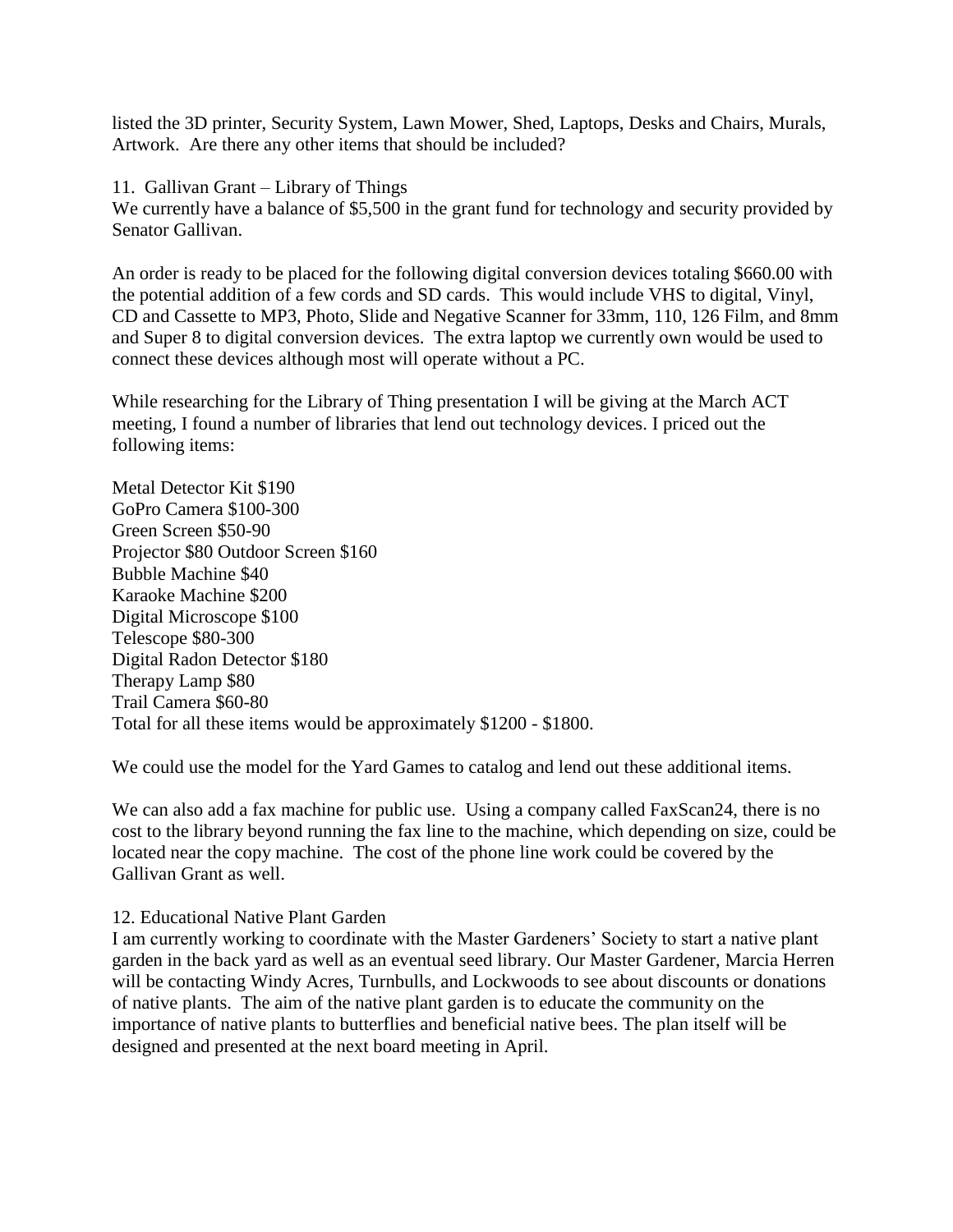listed the 3D printer, Security System, Lawn Mower, Shed, Laptops, Desks and Chairs, Murals, Artwork. Are there any other items that should be included?

11. Gallivan Grant – Library of Things

We currently have a balance of $5,500 in the grant fund for technology and security provided by Senator Gallivan.

An order is ready to be placed for the following digital conversion devices totaling $660.00 with the potential addition of a few cords and SD cards. This would include VHS to digital, Vinyl, CD and Cassette to MP3, Photo, Slide and Negative Scanner for 33mm, 110, 126 Film, and 8mm and Super 8 to digital conversion devices. The extra laptop we currently own would be used to connect these devices although most will operate without a PC.

While researching for the Library of Thing presentation I will be giving at the March ACT meeting, I found a number of libraries that lend out technology devices. I priced out the following items:

Metal Detector Kit $190
GoPro Camera $100-300
Green Screen $50-90
Projector $80 Outdoor Screen $160
Bubble Machine $40
Karaoke Machine $200
Digital Microscope $100
Telescope $80-300
Digital Radon Detector $180
Therapy Lamp $80
Trail Camera $60-80
Total for all these items would be approximately $1200 - $1800.

We could use the model for the Yard Games to catalog and lend out these additional items.

We can also add a fax machine for public use. Using a company called FaxScan24, there is no cost to the library beyond running the fax line to the machine, which depending on size, could be located near the copy machine. The cost of the phone line work could be covered by the Gallivan Grant as well.

12. Educational Native Plant Garden

I am currently working to coordinate with the Master Gardeners' Society to start a native plant garden in the back yard as well as an eventual seed library. Our Master Gardener, Marcia Herren will be contacting Windy Acres, Turnbulls, and Lockwoods to see about discounts or donations of native plants. The aim of the native plant garden is to educate the community on the importance of native plants to butterflies and beneficial native bees. The plan itself will be designed and presented at the next board meeting in April.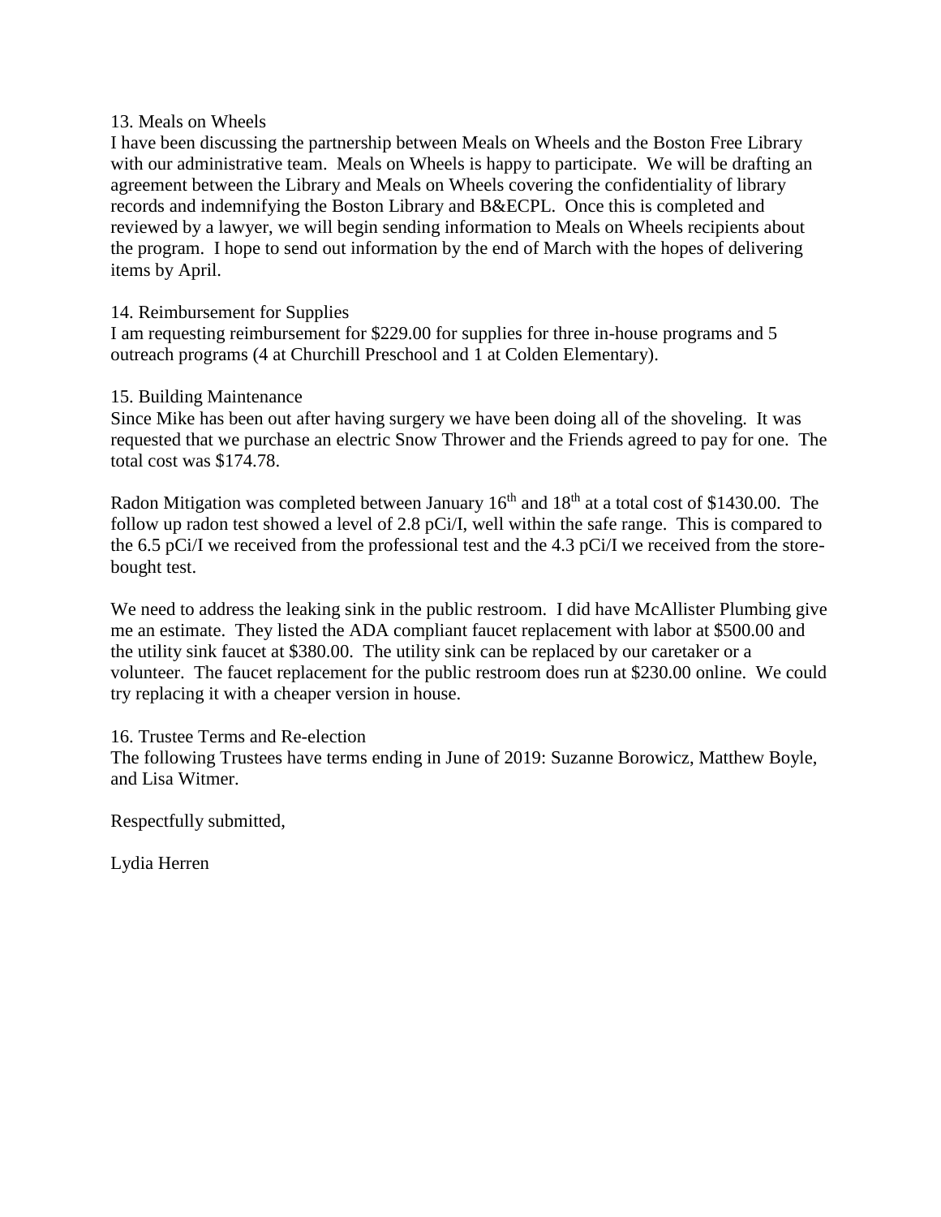13. Meals on Wheels

I have been discussing the partnership between Meals on Wheels and the Boston Free Library with our administrative team. Meals on Wheels is happy to participate. We will be drafting an agreement between the Library and Meals on Wheels covering the confidentiality of library records and indemnifying the Boston Library and B&ECPL. Once this is completed and reviewed by a lawyer, we will begin sending information to Meals on Wheels recipients about the program. I hope to send out information by the end of March with the hopes of delivering items by April.

14. Reimbursement for Supplies

I am requesting reimbursement for $229.00 for supplies for three in-house programs and 5 outreach programs (4 at Churchill Preschool and 1 at Colden Elementary).

15. Building Maintenance

Since Mike has been out after having surgery we have been doing all of the shoveling. It was requested that we purchase an electric Snow Thrower and the Friends agreed to pay for one. The total cost was $174.78.

Radon Mitigation was completed between January 16th and 18th at a total cost of $1430.00. The follow up radon test showed a level of 2.8 pCi/I, well within the safe range. This is compared to the 6.5 pCi/I we received from the professional test and the 4.3 pCi/I we received from the store-bought test.

We need to address the leaking sink in the public restroom. I did have McAllister Plumbing give me an estimate. They listed the ADA compliant faucet replacement with labor at $500.00 and the utility sink faucet at $380.00. The utility sink can be replaced by our caretaker or a volunteer. The faucet replacement for the public restroom does run at $230.00 online. We could try replacing it with a cheaper version in house.

16. Trustee Terms and Re-election

The following Trustees have terms ending in June of 2019: Suzanne Borowicz, Matthew Boyle, and Lisa Witmer.

Respectfully submitted,

Lydia Herren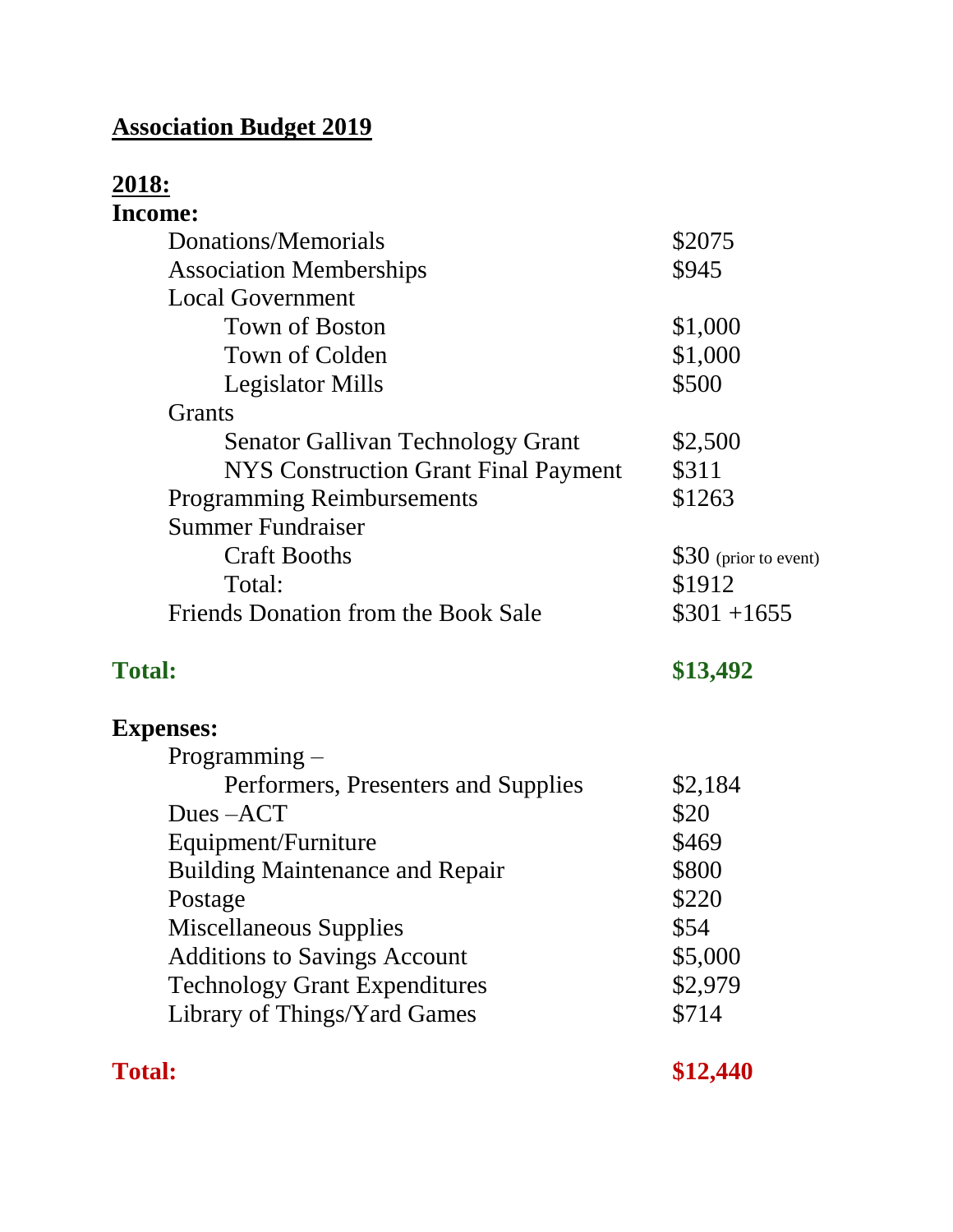**<u>Association Budget 2019</u>**

**<u>2018:</u>**

**Income:**

| | |
|---|---|
| Donations/Memorials | $2075 |
| Association Memberships | $945 |
| Local Government | |
| Town of Boston | $1,000 |
| Town of Colden | $1,000 |
| Legislator Mills | $500 |
| Grants | |
| Senator Gallivan Technology Grant | $2,500 |
| NYS Construction Grant Final Payment | $311 |
| Programming Reimbursements | $1263 |
| Summer Fundraiser | |
| Craft Booths | $30 (prior to event) |
| Total: | $1912 |
| Friends Donation from the Book Sale | $301 +1655 |

**Total: $13,492**

**Expenses:**

| | |
|---|---|
| Programming – | |
| Performers, Presenters and Supplies | $2,184 |
| Dues –ACT | $20 |
| Equipment/Furniture | $469 |
| Building Maintenance and Repair | $800 |
| Postage | $220 |
| Miscellaneous Supplies | $54 |
| Additions to Savings Account | $5,000 |
| Technology Grant Expenditures | $2,979 |
| Library of Things/Yard Games | $714 |

**Total: $12,440**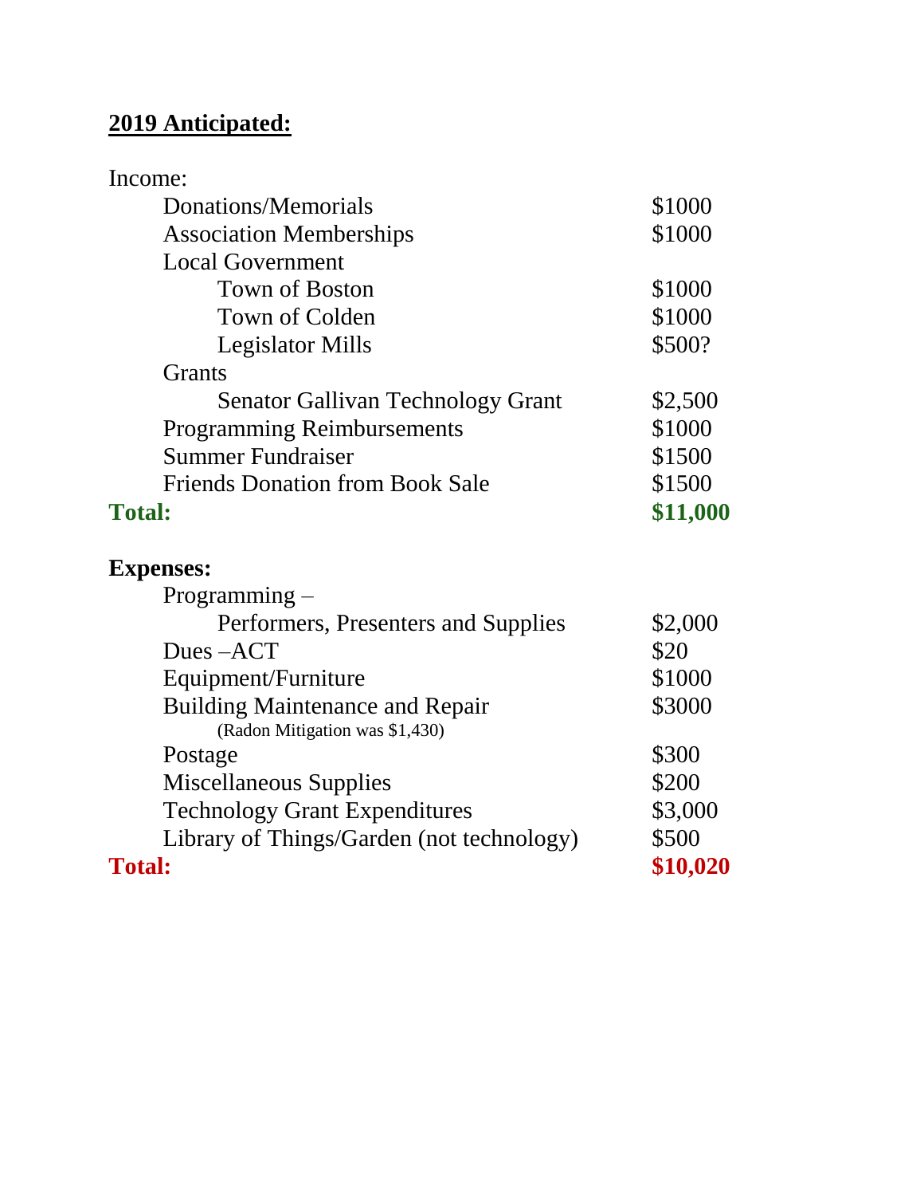## 2019 Anticipated:

| Income: | |
|---|---|
| Donations/Memorials | $1000 |
| Association Memberships | $1000 |
| Local Government | |
| Town of Boston | $1000 |
| Town of Colden | $1000 |
| Legislator Mills | $500? |
| Grants | |
| Senator Gallivan Technology Grant | $2,500 |
| Programming Reimbursements | $1000 |
| Summer Fundraiser | $1500 |
| Friends Donation from Book Sale | $1500 |
| **Total:** | **$11,000** |

| **Expenses:** | |
|---|---|
| Programming – | |
| Performers, Presenters and Supplies | $2,000 |
| Dues –ACT | $20 |
| Equipment/Furniture | $1000 |
| Building Maintenance and Repair (Radon Mitigation was $1,430) | $3000 |
| Postage | $300 |
| Miscellaneous Supplies | $200 |
| Technology Grant Expenditures | $3,000 |
| Library of Things/Garden (not technology) | $500 |
| **Total:** | **$10,020** |